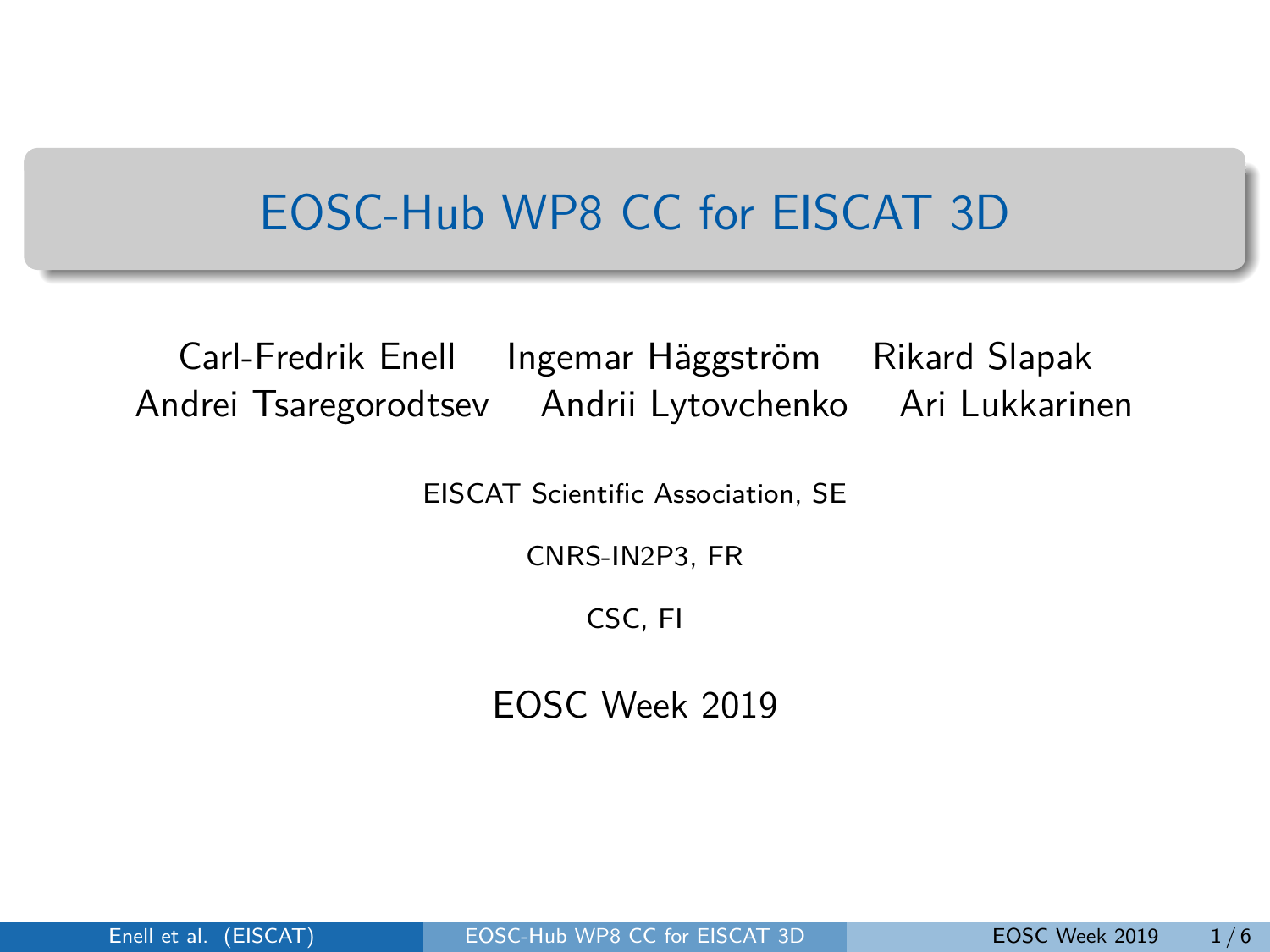# EOSC-Hub WP8 CC for EISCAT 3D

Carl-Fredrik Enell  Ingemar Häggström  Rikard Slapak
Andrei Tsaregorodtsev  Andrii Lytovchenko  Ari Lukkarinen

EISCAT Scientific Association, SE

CNRS-IN2P3, FR

CSC, FI

EOSC Week 2019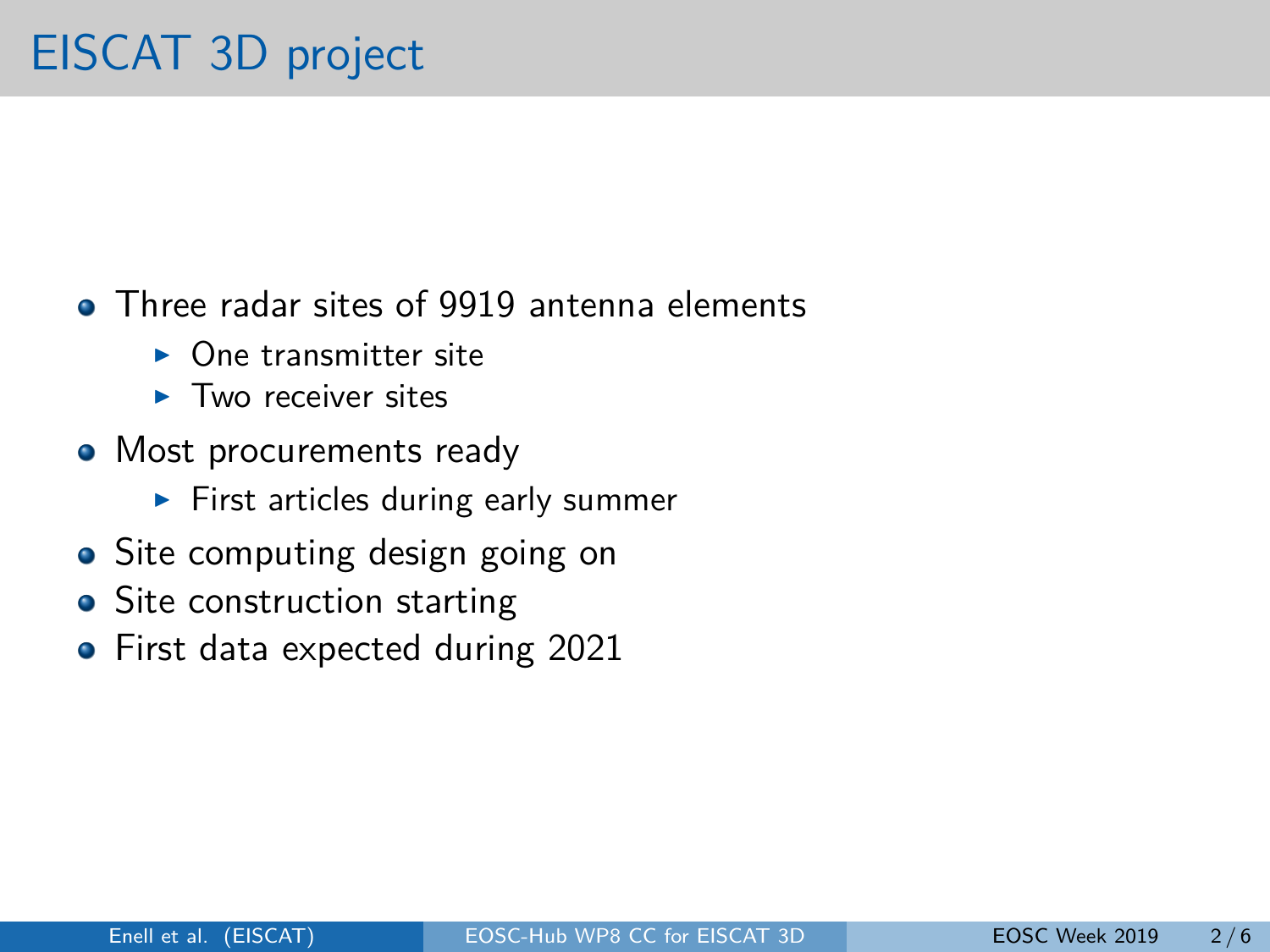# EISCAT 3D project

- Three radar sites of 9919 antenna elements
  - One transmitter site
  - Two receiver sites
- Most procurements ready
  - First articles during early summer
- Site computing design going on
- Site construction starting
- First data expected during 2021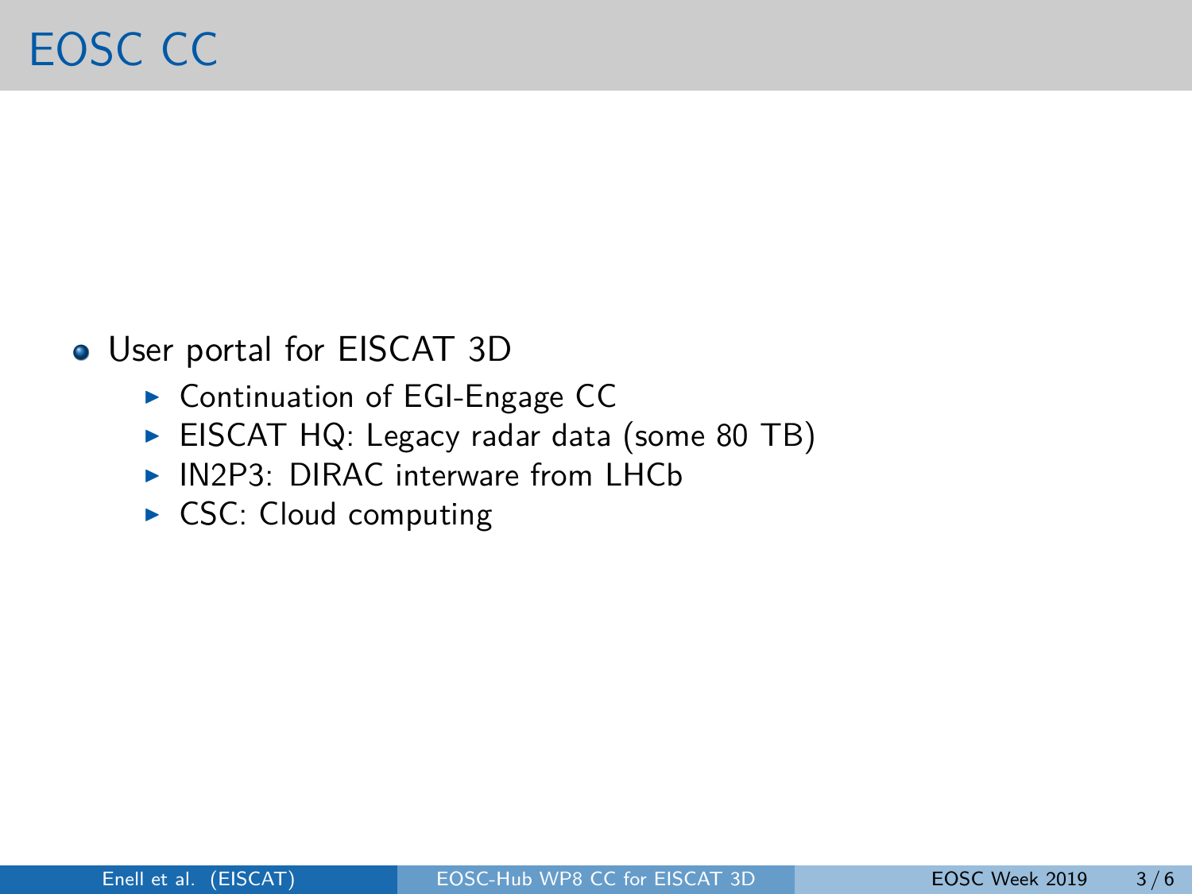# EOSC CC

- User portal for EISCAT 3D
  - Continuation of EGI-Engage CC
  - EISCAT HQ: Legacy radar data (some 80 TB)
  - IN2P3: DIRAC interware from LHCb
  - CSC: Cloud computing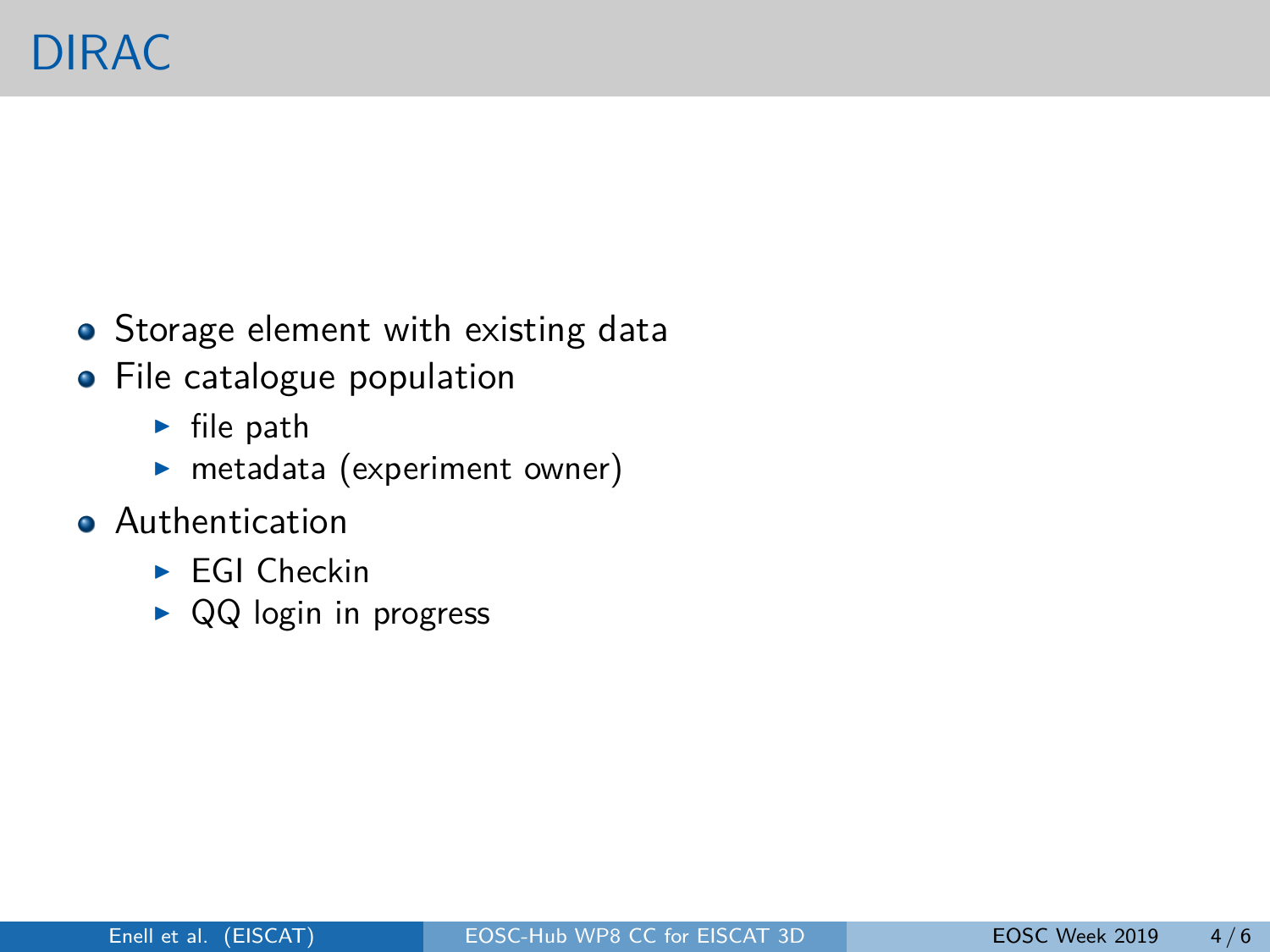# DIRAC

- Storage element with existing data
- File catalogue population
  - file path
  - metadata (experiment owner)
- Authentication
  - EGI Checkin
  - QQ login in progress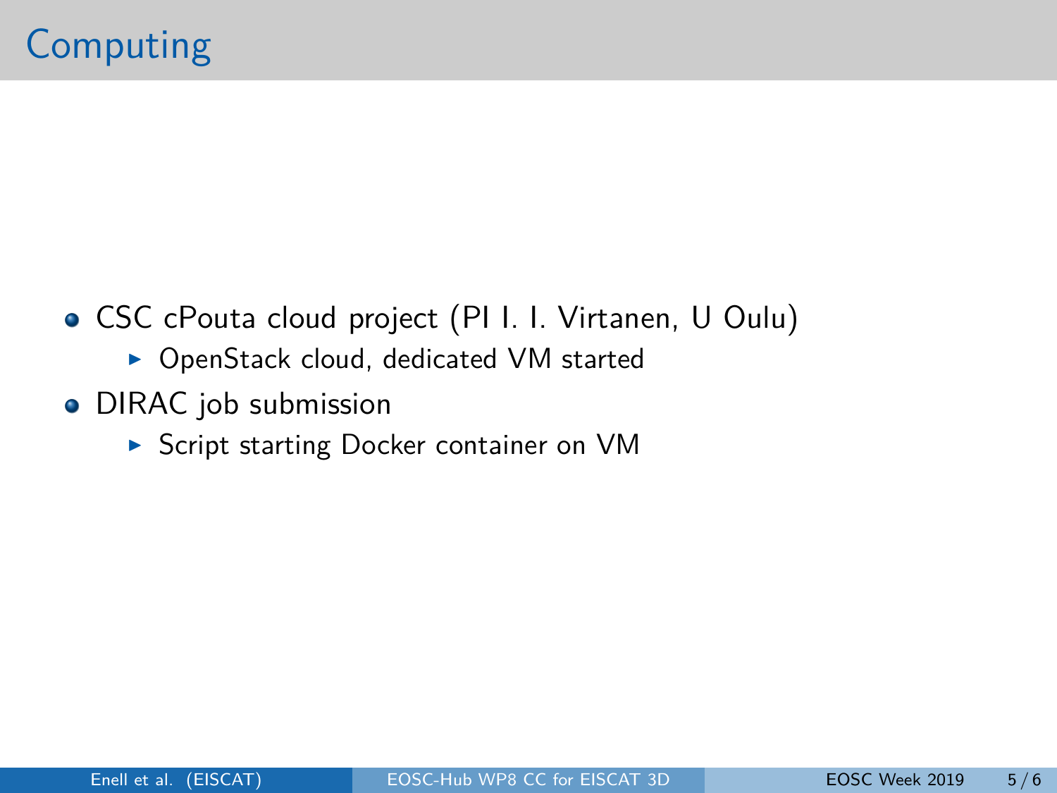# Computing

- CSC cPouta cloud project (PI I. I. Virtanen, U Oulu)
  - OpenStack cloud, dedicated VM started
- DIRAC job submission
  - Script starting Docker container on VM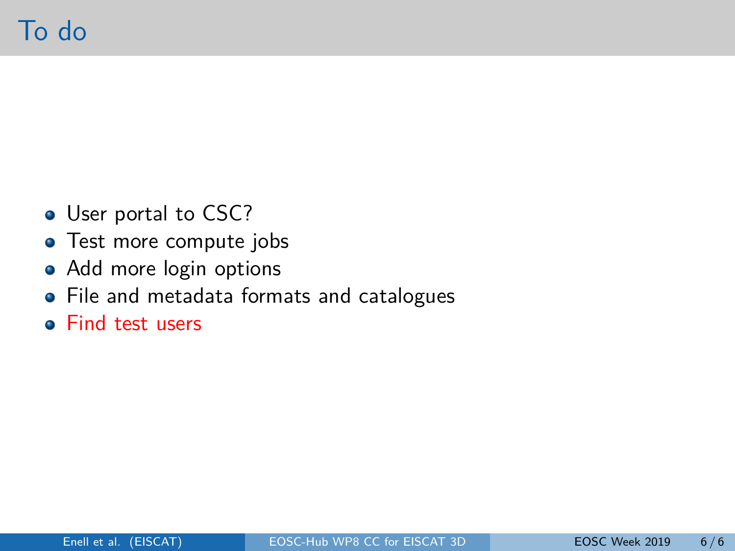# To do

- User portal to CSC?
- Test more compute jobs
- Add more login options
- File and metadata formats and catalogues
- Find test users